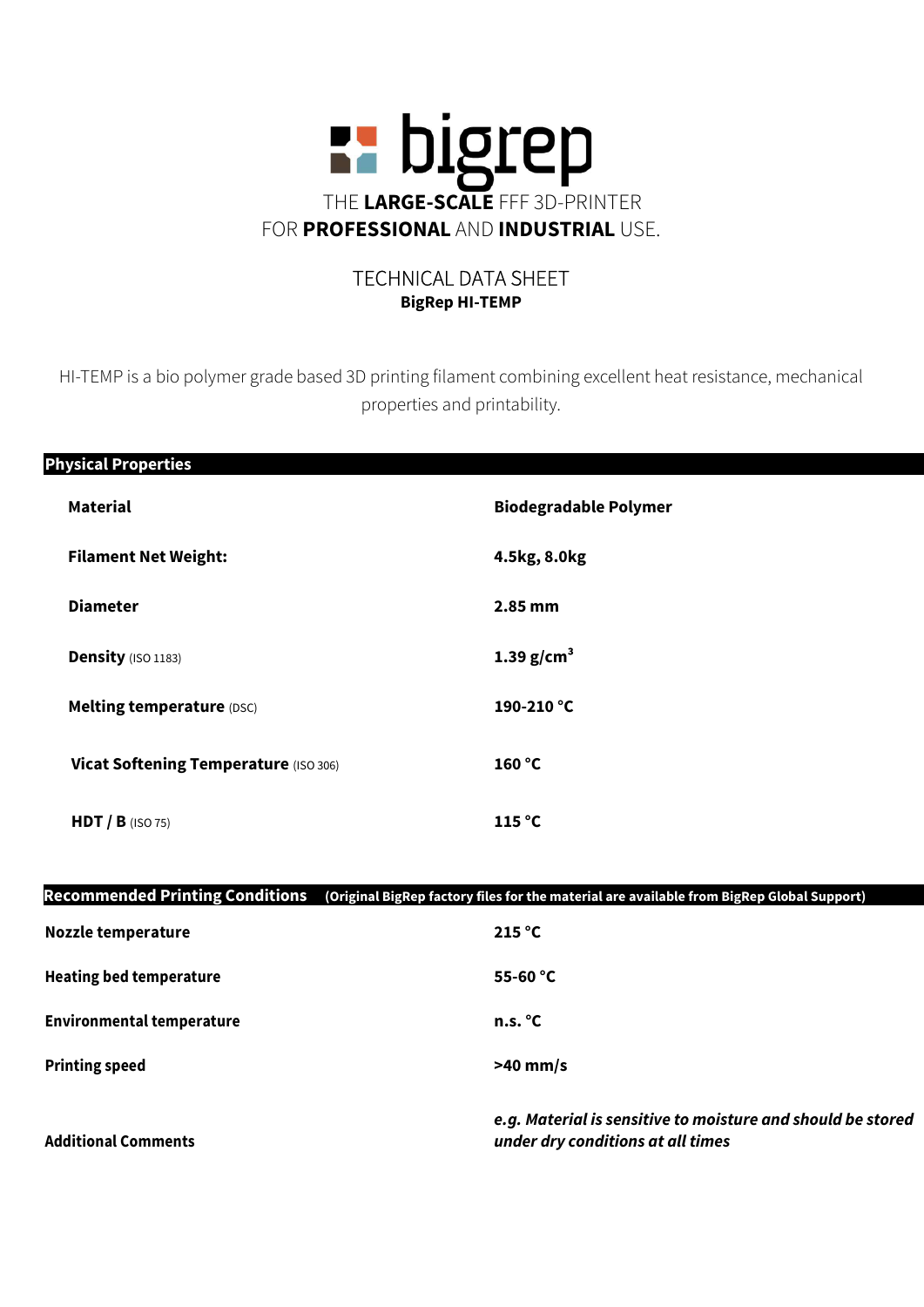# bigrep

THE **LARGE-SCALE** FFF 3D-PRINTER
FOR **PROFESSIONAL** AND **INDUSTRIAL** USE.

## TECHNICAL DATA SHEET
**BigRep HI-TEMP**

HI-TEMP is a bio polymer grade based 3D printing filament combining excellent heat resistance, mechanical properties and printability.

| **Physical Properties** | |
|---|---|
| **Material** | **Biodegradable Polymer** |
| **Filament Net Weight:** | **4.5kg, 8.0kg** |
| **Diameter** | **2.85 mm** |
| **Density** (ISO 1183) | **1.39 g/cm³** |
| **Melting temperature** (DSC) | **190-210 °C** |
| **Vicat Softening Temperature** (ISO 306) | **160 °C** |
| **HDT / B** (ISO 75) | **115 °C** |

| **Recommended Printing Conditions** | **(Original BigRep factory files for the material are available from BigRep Global Support)** |
|---|---|
| **Nozzle temperature** | **215 °C** |
| **Heating bed temperature** | **55-60 °C** |
| **Environmental temperature** | **n.s. °C** |
| **Printing speed** | **>40 mm/s** |
| **Additional Comments** | ***e.g. Material is sensitive to moisture and should be stored under dry conditions at all times*** |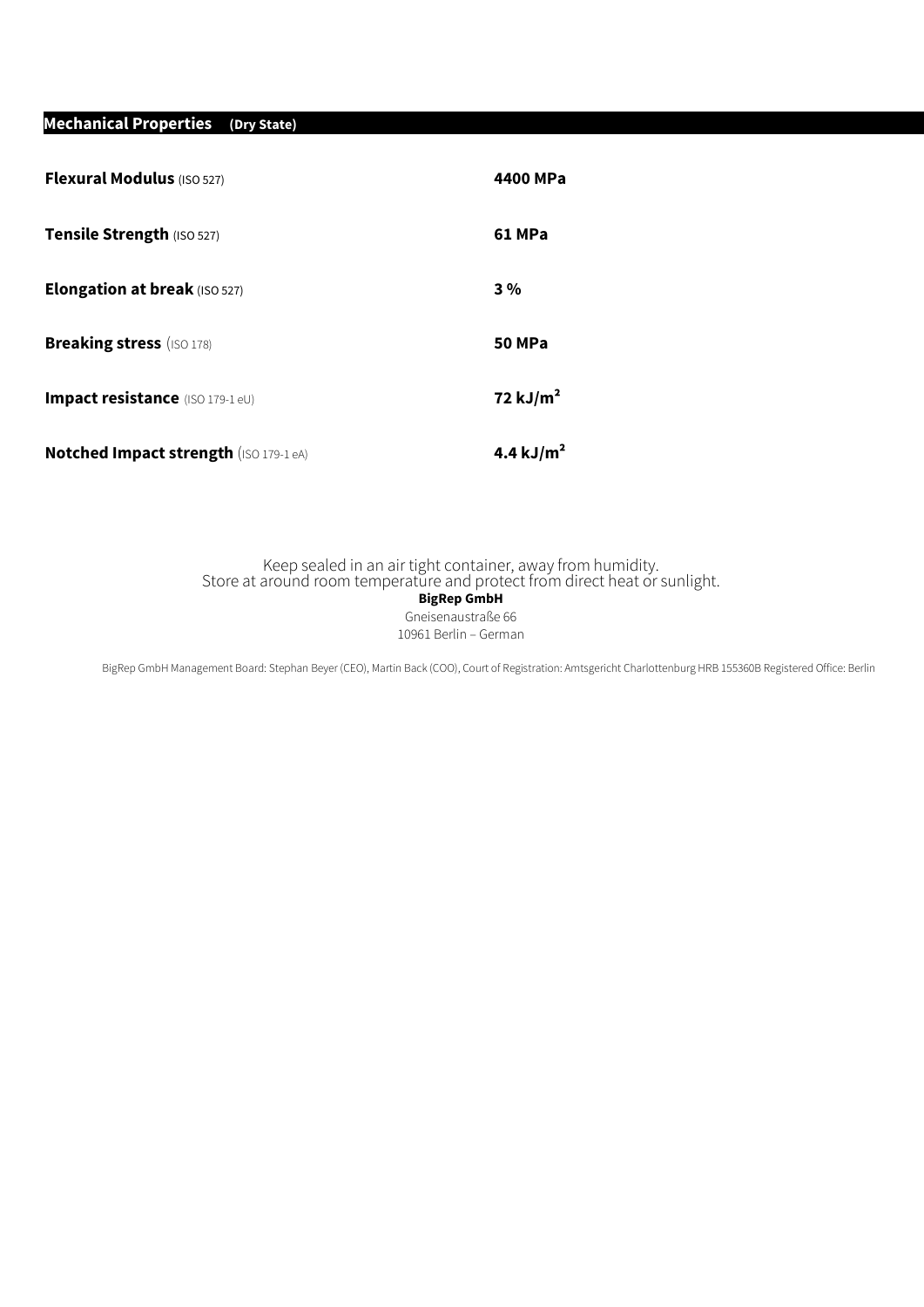## Mechanical Properties (Dry State)

| | |
|---|---|
| **Flexural Modulus** (ISO 527) | **4400 MPa** |
| **Tensile Strength** (ISO 527) | **61 MPa** |
| **Elongation at break** (ISO 527) | **3 %** |
| **Breaking stress** (ISO 178) | **50 MPa** |
| **Impact resistance** (ISO 179-1 eU) | **72 kJ/m²** |
| **Notched Impact strength** (ISO 179-1 eA) | **4.4 kJ/m²** |

Keep sealed in an air tight container, away from humidity.
Store at around room temperature and protect from direct heat or sunlight.

**BigRep GmbH**
Gneisenaustraße 66
10961 Berlin – German

BigRep GmbH Management Board: Stephan Beyer (CEO), Martin Back (COO), Court of Registration: Amtsgericht Charlottenburg HRB 155360B Registered Office: Berlin